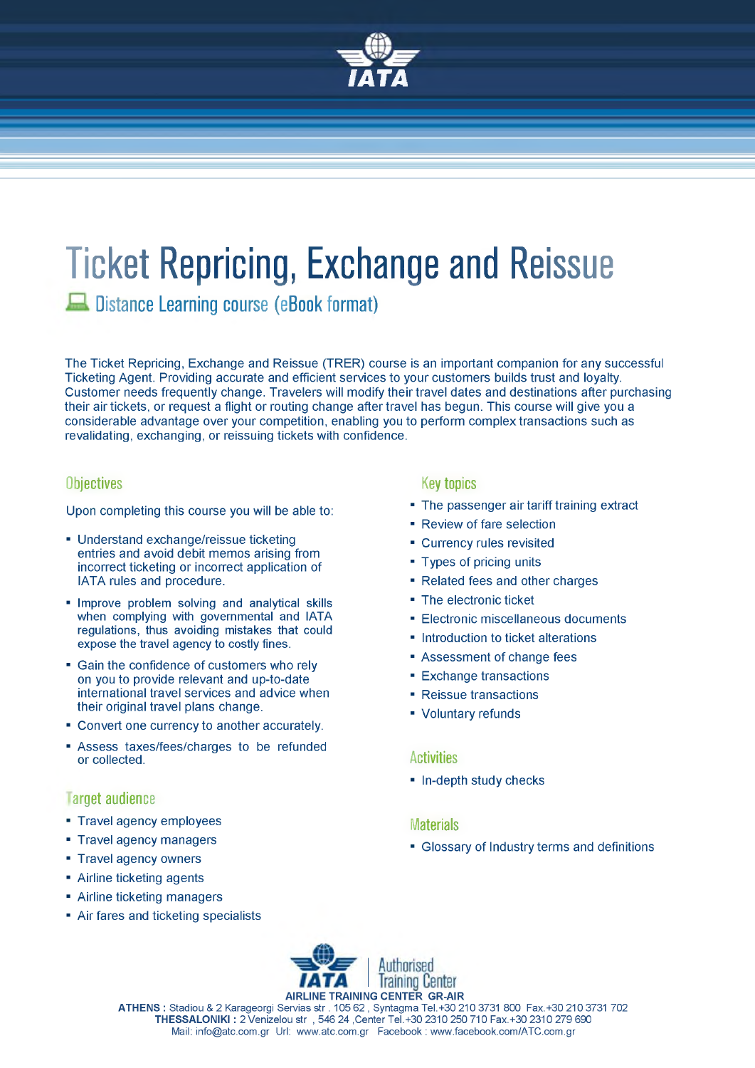# Ticket Repricing, Exchange and Reissue

## Distance Learning course (eBook format)

The Ticket Repricing, Exchange and Reissue (TRER) course is an important companion for any successful Ticketing Agent. Providing accurate and efficient services to your customers builds trust and loyalty. Customer needs frequently change. Travelers will modify their travel dates and destinations after purchasing their air tickets, or request a flight or routing change after travel has begun. This course will give you a considerable advantage over your competition, enabling you to perform complex transactions such as revalidating, exchanging, or reissuing tickets with confidence.

### Objectives

Upon completing this course you will be able to:

- Understand exchange/reissue ticketing entries and avoid debit memos arising from incorrect ticketing or incorrect application of IATA rules and procedure.
- Improve problem solving and analytical skills when complying with governmental and IATA regulations, thus avoiding mistakes that could expose the travel agency to costly fines.
- Gain the confidence of customers who rely on you to provide relevant and up-to-date international travel services and advice when their original travel plans change.
- Convert one currency to another accurately.
- Assess taxes/fees/charges to be refunded or collected.

### Target audience

- Travel agency employees
- Travel agency managers
- Travel agency owners
- Airline ticketing agents
- Airline ticketing managers
- Air fares and ticketing specialists

### Key topics

- The passenger air tariff training extract
- Review of fare selection
- Currency rules revisited
- Types of pricing units
- Related fees and other charges
- The electronic ticket
- Electronic miscellaneous documents
- Introduction to ticket alterations
- Assessment of change fees
- Exchange transactions
- Reissue transactions
- Voluntary refunds

### Activities

- In-depth study checks

### Materials

- Glossary of Industry terms and definitions

IATA Authorised Training Center

**AIRLINE TRAINING CENTER GR-AIR**

**ATHENS :** Stadiou & 2 Karageorgi Servias str . 105 62 , Syntagma Tel.+30 210 3731 800 Fax.+30 210 3731 702
**THESSALONIKI :** 2 Venizelou str , 546 24 ,Center Tel.+30 2310 250 710 Fax.+30 2310 279 690
Mail: info@atc.com.gr Url: www.atc.com.gr Facebook : www.facebook.com/ATC.com.gr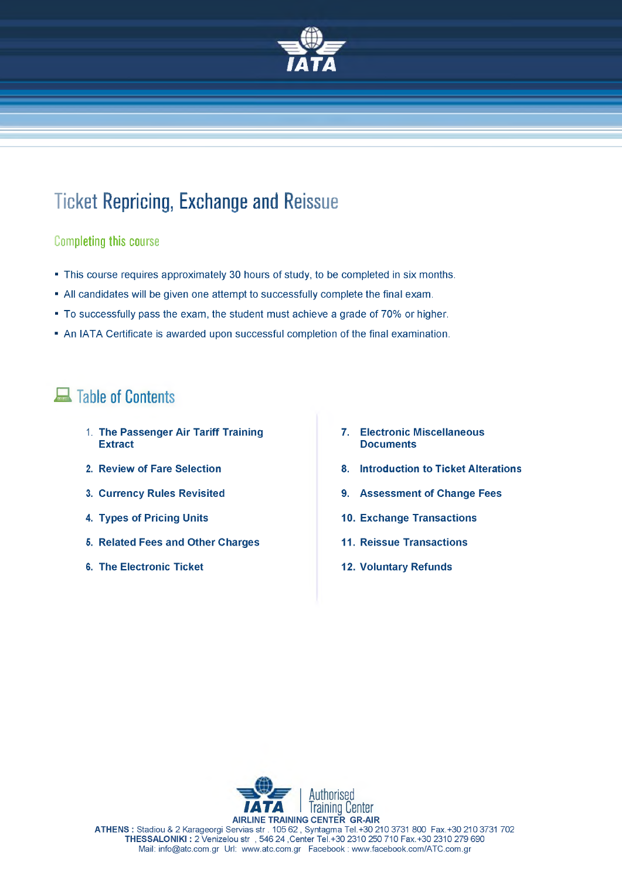# Ticket Repricing, Exchange and Reissue

## Completing this course

- This course requires approximately 30 hours of study, to be completed in six months.
- All candidates will be given one attempt to successfully complete the final exam.
- To successfully pass the exam, the student must achieve a grade of 70% or higher.
- An IATA Certificate is awarded upon successful completion of the final examination.

## Table of Contents

1. **The Passenger Air Tariff Training Extract**
2. **Review of Fare Selection**
3. **Currency Rules Revisited**
4. **Types of Pricing Units**
5. **Related Fees and Other Charges**
6. **The Electronic Ticket**
7. **Electronic Miscellaneous Documents**
8. **Introduction to Ticket Alterations**
9. **Assessment of Change Fees**
10. **Exchange Transactions**
11. **Reissue Transactions**
12. **Voluntary Refunds**

IATA | Authorised Training Center

**AIRLINE TRAINING CENTER GR-AIR**

**ATHENS :** Stadiou & 2 Karageorgi Servias str . 105 62 , Syntagma Tel.+30 210 3731 800 Fax.+30 210 3731 702
**THESSALONIKI :** 2 Venizelou str , 546 24 ,Center Tel.+30 2310 250 710 Fax.+30 2310 279 690
Mail: info@atc.com.gr Url: www.atc.com.gr Facebook : www.facebook.com/ATC.com.gr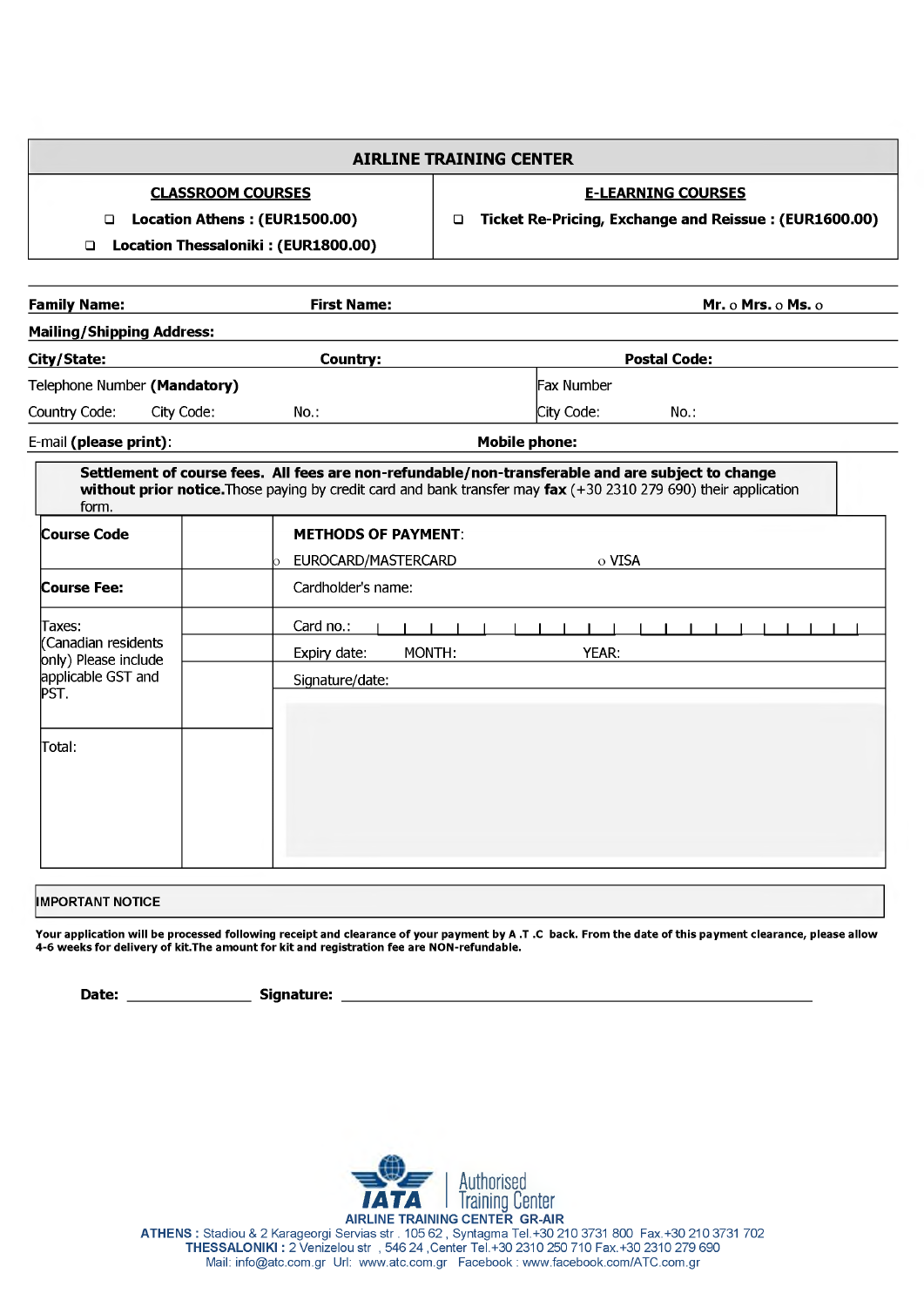| AIRLINE TRAINING CENTER | |
|---|---|
| **CLASSROOM COURSES** | **E-LEARNING COURSES** |
| ❑ **Location Athens : (EUR1500.00)** | ❑ **Ticket Re-Pricing, Exchange and Reissue : (EUR1600.00)** |
| ❑ **Location Thessaloniki : (EUR1800.00)** | |

**Family Name:** **First Name:** **Mr.** o **Mrs.** o **Ms.** o

**Mailing/Shipping Address:**

**City/State:** **Country:** **Postal Code:**

Telephone Number **(Mandatory)** Fax Number

Country Code: City Code: No.: City Code: No.:

E-mail **(please print)**: **Mobile phone:**

**Settlement of course fees. All fees are non-refundable/non-transferable and are subject to change without prior notice.** Those paying by credit card and bank transfer may **fax** (+30 2310 279 690) their application form.

| | | |
|---|---|---|
| **Course Code** | | **METHODS OF PAYMENT**:<br>o EUROCARD/MASTERCARD o VISA |
| **Course Fee:** | | Cardholder's name: |
| Taxes: (Canadian residents only) Please include applicable GST and PST. | | Card no.: |
| | | Expiry date: MONTH: YEAR: |
| | | Signature/date: |
| Total: | | |

IMPORTANT NOTICE

**Your application will be processed following receipt and clearance of your payment by A .T .C back. From the date of this payment clearance, please allow 4-6 weeks for delivery of kit.The amount for kit and registration fee are NON-refundable.**

**Date:** _______________ **Signature:** _______________________________________________

IATA Authorised Training Center

AIRLINE TRAINING CENTER GR-AIR

ATHENS : Stadiou & 2 Karageorgi Servias str . 105 62 , Syntagma Tel.+30 210 3731 800 Fax.+30 210 3731 702

THESSALONIKI : 2 Venizelou str , 546 24 ,Center Tel.+30 2310 250 710 Fax.+30 2310 279 690

Mail: info@atc.com.gr Url: www.atc.com.gr Facebook : www.facebook.com/ATC.com.gr